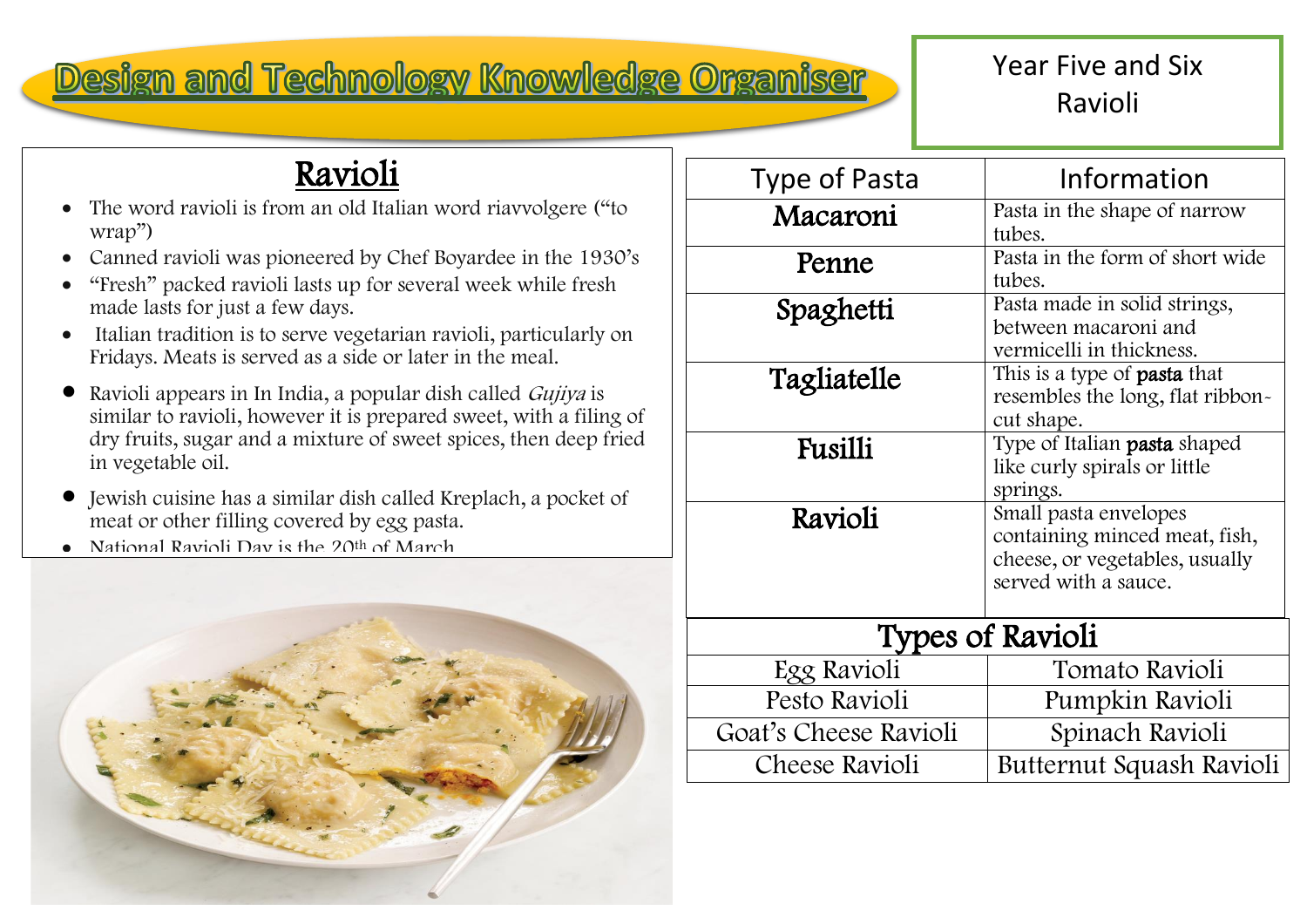# Design and Technology Knowledge Organiser

Year Five and Six
Ravioli

## Ravioli

- The word ravioli is from an old Italian word riavvolgere ("to wrap")
- Canned ravioli was pioneered by Chef Boyardee in the 1930's
- "Fresh" packed ravioli lasts up for several week while fresh made lasts for just a few days.
- Italian tradition is to serve vegetarian ravioli, particularly on Fridays. Meats is served as a side or later in the meal.
- Ravioli appears in In India, a popular dish called *Gujiya* is similar to ravioli, however it is prepared sweet, with a filing of dry fruits, sugar and a mixture of sweet spices, then deep fried in vegetable oil.
- Jewish cuisine has a similar dish called Kreplach, a pocket of meat or other filling covered by egg pasta.
- National Ravioli Day is the 20th of March

| Type of Pasta | Information |
|---|---|
| **Macaroni** | Pasta in the shape of narrow tubes. |
| **Penne** | Pasta in the form of short wide tubes. |
| **Spaghetti** | Pasta made in solid strings, between macaroni and vermicelli in thickness. |
| **Tagliatelle** | This is a type of **pasta** that resembles the long, flat ribbon-cut shape. |
| **Fusilli** | Type of Italian **pasta** shaped like curly spirals or little springs. |
| **Ravioli** | Small pasta envelopes containing minced meat, fish, cheese, or vegetables, usually served with a sauce. |

| Types of Ravioli | |
|---|---|
| Egg Ravioli | Tomato Ravioli |
| Pesto Ravioli | Pumpkin Ravioli |
| Goat's Cheese Ravioli | Spinach Ravioli |
| Cheese Ravioli | Butternut Squash Ravioli |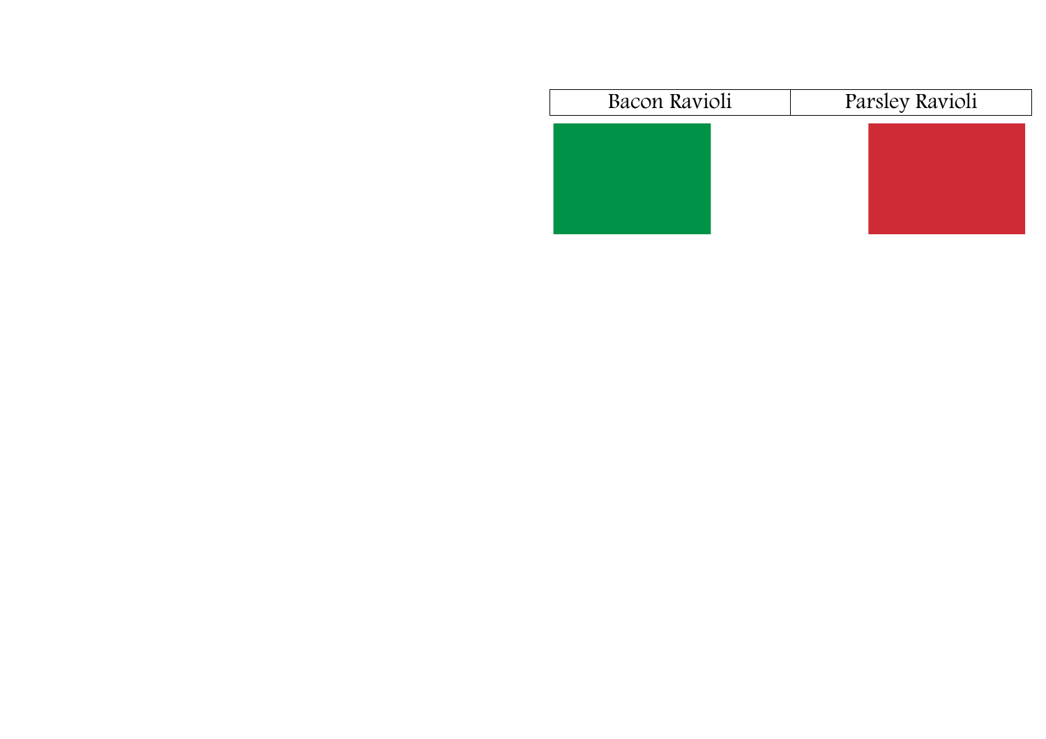| Bacon Ravioli | Parsley Ravioli |
| --- | --- |